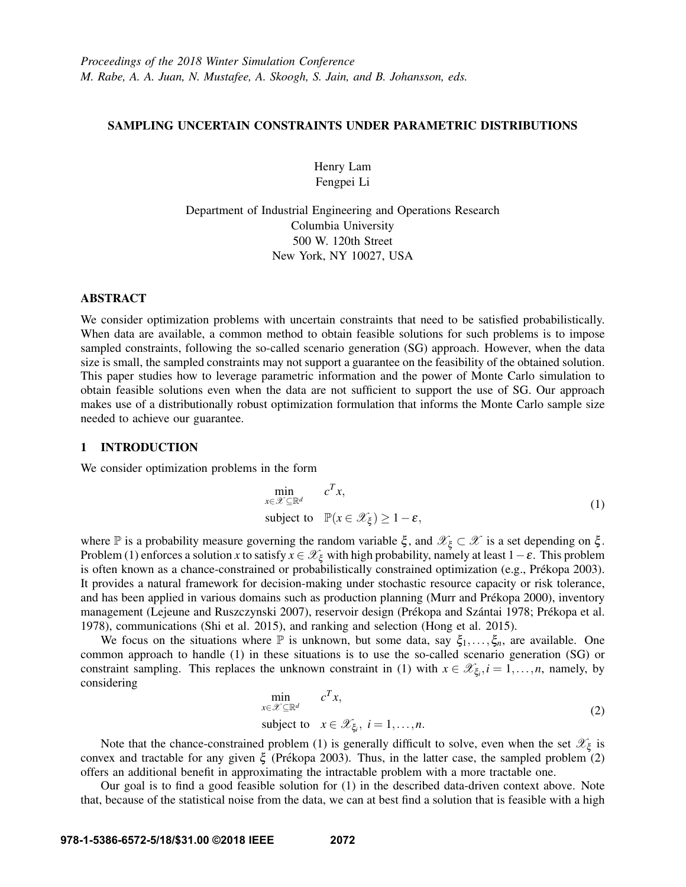*Proceedings of the 2018 Winter Simulation Conference*
*M. Rabe, A. A. Juan, N. Mustafee, A. Skoogh, S. Jain, and B. Johansson, eds.*

# SAMPLING UNCERTAIN CONSTRAINTS UNDER PARAMETRIC DISTRIBUTIONS

Henry Lam
Fengpei Li

Department of Industrial Engineering and Operations Research
Columbia University
500 W. 120th Street
New York, NY 10027, USA

## ABSTRACT

We consider optimization problems with uncertain constraints that need to be satisfied probabilistically. When data are available, a common method to obtain feasible solutions for such problems is to impose sampled constraints, following the so-called scenario generation (SG) approach. However, when the data size is small, the sampled constraints may not support a guarantee on the feasibility of the obtained solution. This paper studies how to leverage parametric information and the power of Monte Carlo simulation to obtain feasible solutions even when the data are not sufficient to support the use of SG. Our approach makes use of a distributionally robust optimization formulation that informs the Monte Carlo sample size needed to achieve our guarantee.

## 1 INTRODUCTION

We consider optimization problems in the form

$$\begin{aligned} \min_{x \in \mathscr{X} \subseteq \mathbb{R}^d} \quad & c^T x, \\ \text{subject to} \quad & \mathbb{P}(x \in \mathscr{X}_\xi) \geq 1 - \varepsilon, \end{aligned} \tag{1}$$

where $\mathbb{P}$ is a probability measure governing the random variable $\xi$, and $\mathscr{X}_\xi \subset \mathscr{X}$ is a set depending on $\xi$. Problem (1) enforces a solution $x$ to satisfy $x \in \mathscr{X}_\xi$ with high probability, namely at least $1 - \varepsilon$. This problem is often known as a chance-constrained or probabilistically constrained optimization (e.g., Prékopa 2003). It provides a natural framework for decision-making under stochastic resource capacity or risk tolerance, and has been applied in various domains such as production planning (Murr and Prékopa 2000), inventory management (Lejeune and Ruszczynski 2007), reservoir design (Prékopa and Szántai 1978; Prékopa et al. 1978), communications (Shi et al. 2015), and ranking and selection (Hong et al. 2015).

We focus on the situations where $\mathbb{P}$ is unknown, but some data, say $\xi_1, \ldots, \xi_n$, are available. One common approach to handle (1) in these situations is to use the so-called scenario generation (SG) or constraint sampling. This replaces the unknown constraint in (1) with $x \in \mathscr{X}_{\xi_i}, i = 1, \ldots, n$, namely, by considering

$$\begin{aligned} \min_{x \in \mathscr{X} \subseteq \mathbb{R}^d} \quad & c^T x, \\ \text{subject to} \quad & x \in \mathscr{X}_{\xi_i},\ i = 1, \ldots, n. \end{aligned} \tag{2}$$

Note that the chance-constrained problem (1) is generally difficult to solve, even when the set $\mathscr{X}_\xi$ is convex and tractable for any given $\xi$ (Prékopa 2003). Thus, in the latter case, the sampled problem (2) offers an additional benefit in approximating the intractable problem with a more tractable one.

Our goal is to find a good feasible solution for (1) in the described data-driven context above. Note that, because of the statistical noise from the data, we can at best find a solution that is feasible with a high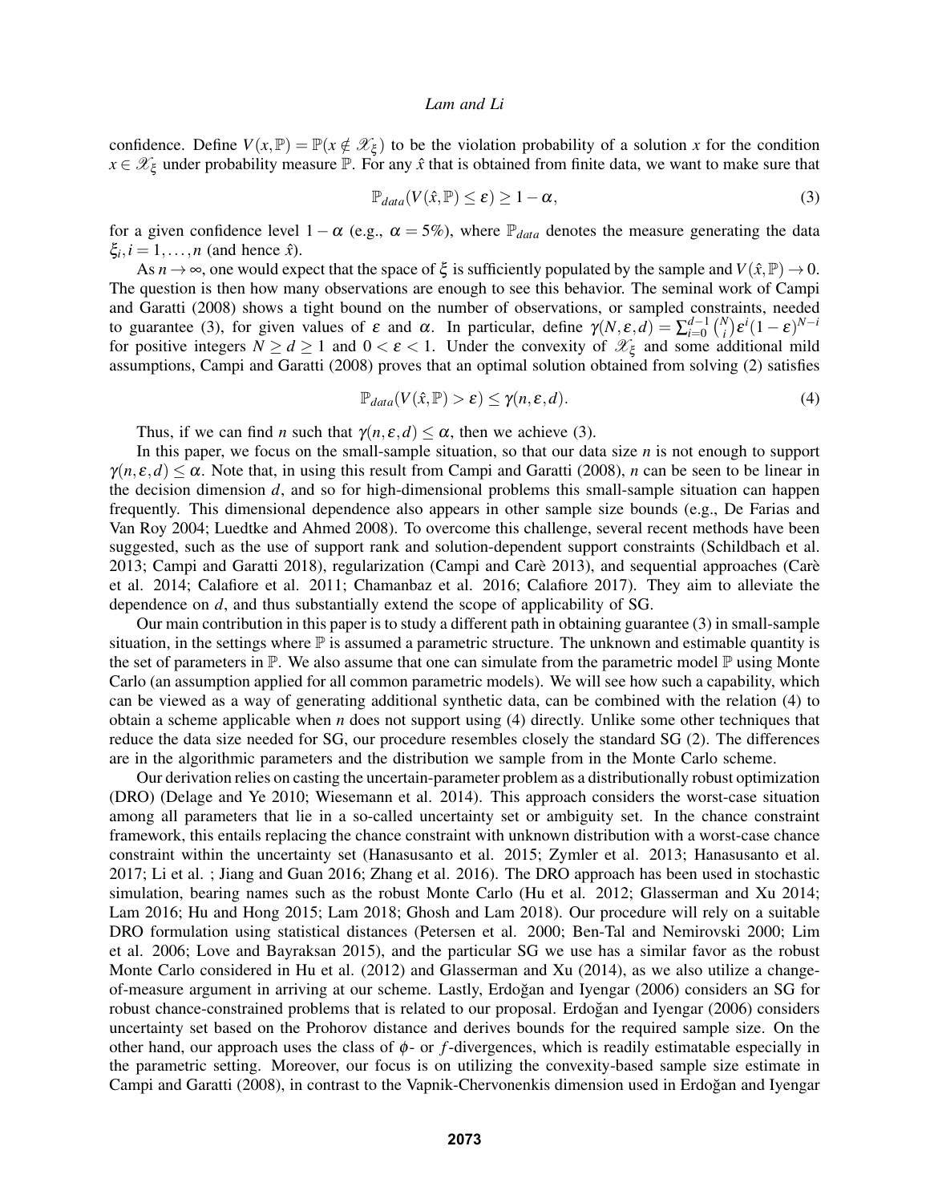confidence. Define $V(x,\mathbb{P}) = \mathbb{P}(x \notin \mathscr{X}_\xi)$ to be the violation probability of a solution $x$ for the condition $x \in \mathscr{X}_\xi$ under probability measure $\mathbb{P}$. For any $\hat{x}$ that is obtained from finite data, we want to make sure that

$$\mathbb{P}_{data}(V(\hat{x},\mathbb{P}) \leq \varepsilon) \geq 1-\alpha, \tag{3}$$

for a given confidence level $1-\alpha$ (e.g., $\alpha = 5\%$), where $\mathbb{P}_{data}$ denotes the measure generating the data $\xi_i, i = 1,\ldots,n$ (and hence $\hat{x}$).

As $n \to \infty$, one would expect that the space of $\xi$ is sufficiently populated by the sample and $V(\hat{x},\mathbb{P}) \to 0$. The question is then how many observations are enough to see this behavior. The seminal work of Campi and Garatti (2008) shows a tight bound on the number of observations, or sampled constraints, needed to guarantee (3), for given values of $\varepsilon$ and $\alpha$. In particular, define $\gamma(N,\varepsilon,d) = \sum_{i=0}^{d-1}\binom{N}{i}\varepsilon^i(1-\varepsilon)^{N-i}$ for positive integers $N \geq d \geq 1$ and $0 < \varepsilon < 1$. Under the convexity of $\mathscr{X}_\xi$ and some additional mild assumptions, Campi and Garatti (2008) proves that an optimal solution obtained from solving (2) satisfies

$$\mathbb{P}_{data}(V(\hat{x},\mathbb{P}) > \varepsilon) \leq \gamma(n,\varepsilon,d). \tag{4}$$

Thus, if we can find $n$ such that $\gamma(n,\varepsilon,d) \leq \alpha$, then we achieve (3).

In this paper, we focus on the small-sample situation, so that our data size $n$ is not enough to support $\gamma(n,\varepsilon,d) \leq \alpha$. Note that, in using this result from Campi and Garatti (2008), $n$ can be seen to be linear in the decision dimension $d$, and so for high-dimensional problems this small-sample situation can happen frequently. This dimensional dependence also appears in other sample size bounds (e.g., De Farias and Van Roy 2004; Luedtke and Ahmed 2008). To overcome this challenge, several recent methods have been suggested, such as the use of support rank and solution-dependent support constraints (Schildbach et al. 2013; Campi and Garatti 2018), regularization (Campi and Carè 2013), and sequential approaches (Carè et al. 2014; Calafiore et al. 2011; Chamanbaz et al. 2016; Calafiore 2017). They aim to alleviate the dependence on $d$, and thus substantially extend the scope of applicability of SG.

Our main contribution in this paper is to study a different path in obtaining guarantee (3) in small-sample situation, in the settings where $\mathbb{P}$ is assumed a parametric structure. The unknown and estimable quantity is the set of parameters in $\mathbb{P}$. We also assume that one can simulate from the parametric model $\mathbb{P}$ using Monte Carlo (an assumption applied for all common parametric models). We will see how such a capability, which can be viewed as a way of generating additional synthetic data, can be combined with the relation (4) to obtain a scheme applicable when $n$ does not support using (4) directly. Unlike some other techniques that reduce the data size needed for SG, our procedure resembles closely the standard SG (2). The differences are in the algorithmic parameters and the distribution we sample from in the Monte Carlo scheme.

Our derivation relies on casting the uncertain-parameter problem as a distributionally robust optimization (DRO) (Delage and Ye 2010; Wiesemann et al. 2014). This approach considers the worst-case situation among all parameters that lie in a so-called uncertainty set or ambiguity set. In the chance constraint framework, this entails replacing the chance constraint with unknown distribution with a worst-case chance constraint within the uncertainty set (Hanasusanto et al. 2015; Zymler et al. 2013; Hanasusanto et al. 2017; Li et al. ; Jiang and Guan 2016; Zhang et al. 2016). The DRO approach has been used in stochastic simulation, bearing names such as the robust Monte Carlo (Hu et al. 2012; Glasserman and Xu 2014; Lam 2016; Hu and Hong 2015; Lam 2018; Ghosh and Lam 2018). Our procedure will rely on a suitable DRO formulation using statistical distances (Petersen et al. 2000; Ben-Tal and Nemirovski 2000; Lim et al. 2006; Love and Bayraksan 2015), and the particular SG we use has a similar favor as the robust Monte Carlo considered in Hu et al. (2012) and Glasserman and Xu (2014), as we also utilize a change-of-measure argument in arriving at our scheme. Lastly, Erdoğan and Iyengar (2006) considers an SG for robust chance-constrained problems that is related to our proposal. Erdoğan and Iyengar (2006) considers uncertainty set based on the Prohorov distance and derives bounds for the required sample size. On the other hand, our approach uses the class of $\phi$- or $f$-divergences, which is readily estimatable especially in the parametric setting. Moreover, our focus is on utilizing the convexity-based sample size estimate in Campi and Garatti (2008), in contrast to the Vapnik-Chervonenkis dimension used in Erdoğan and Iyengar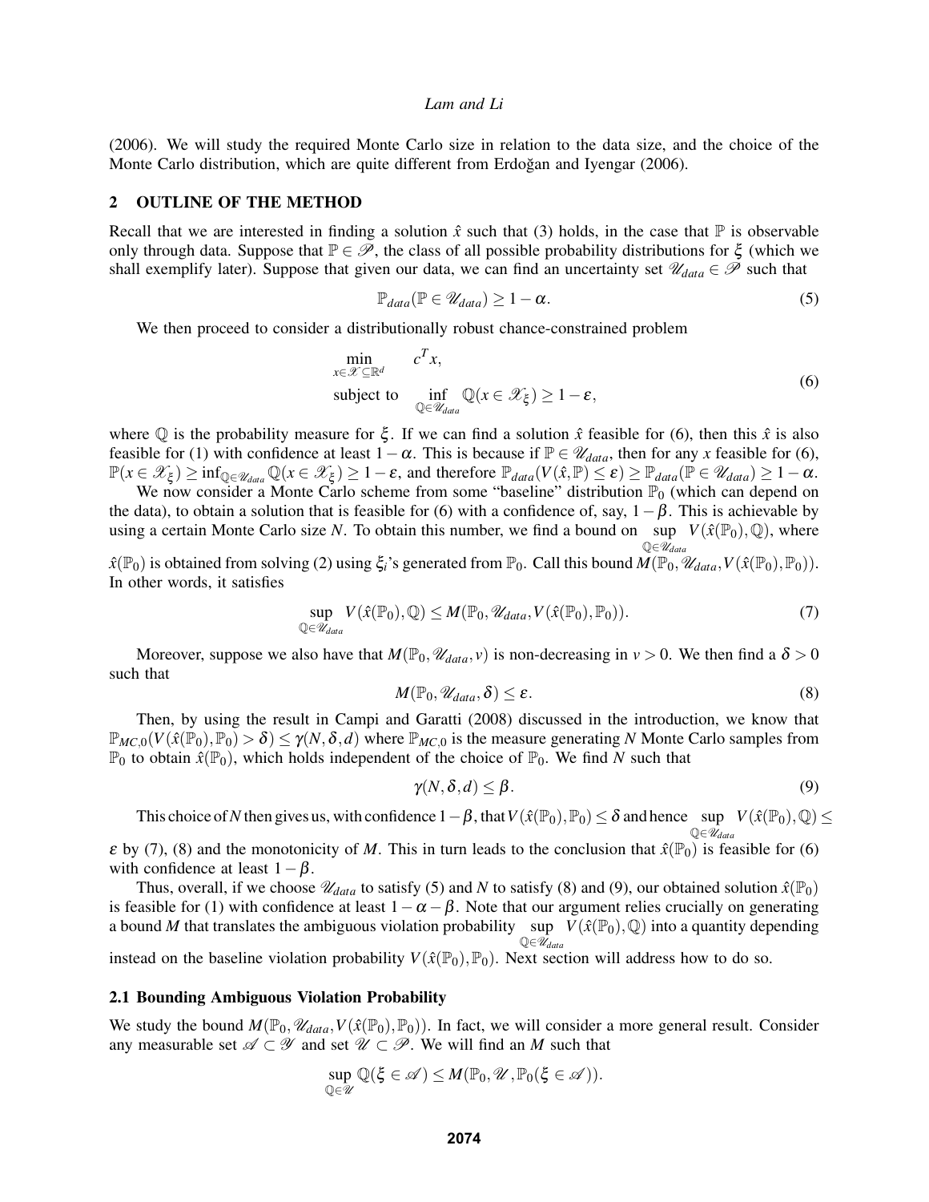(2006). We will study the required Monte Carlo size in relation to the data size, and the choice of the Monte Carlo distribution, which are quite different from Erdoğan and Iyengar (2006).

## 2 OUTLINE OF THE METHOD

Recall that we are interested in finding a solution $\hat{x}$ such that (3) holds, in the case that $\mathbb{P}$ is observable only through data. Suppose that $\mathbb{P} \in \mathscr{P}$, the class of all possible probability distributions for $\xi$ (which we shall exemplify later). Suppose that given our data, we can find an uncertainty set $\mathscr{U}_{data} \in \mathscr{P}$ such that

$$\mathbb{P}_{data}(\mathbb{P} \in \mathscr{U}_{data}) \geq 1 - \alpha. \tag{5}$$

We then proceed to consider a distributionally robust chance-constrained problem

$$\begin{aligned} \min_{x \in \mathscr{X} \subseteq \mathbb{R}^d} \quad & c^T x, \\ \text{subject to} \quad & \inf_{\mathbb{Q} \in \mathscr{U}_{data}} \mathbb{Q}(x \in \mathscr{X}_\xi) \geq 1 - \varepsilon, \end{aligned} \tag{6}$$

where $\mathbb{Q}$ is the probability measure for $\xi$. If we can find a solution $\hat{x}$ feasible for (6), then this $\hat{x}$ is also feasible for (1) with confidence at least $1-\alpha$. This is because if $\mathbb{P} \in \mathscr{U}_{data}$, then for any $x$ feasible for (6), $\mathbb{P}(x \in \mathscr{X}_\xi) \geq \inf_{\mathbb{Q} \in \mathscr{U}_{data}} \mathbb{Q}(x \in \mathscr{X}_\xi) \geq 1 - \varepsilon$, and therefore $\mathbb{P}_{data}(V(\hat{x}, \mathbb{P}) \leq \varepsilon) \geq \mathbb{P}_{data}(\mathbb{P} \in \mathscr{U}_{data}) \geq 1 - \alpha$.

We now consider a Monte Carlo scheme from some "baseline" distribution $\mathbb{P}_0$ (which can depend on the data), to obtain a solution that is feasible for (6) with a confidence of, say, $1-\beta$. This is achievable by using a certain Monte Carlo size $N$. To obtain this number, we find a bound on $\sup_{\mathbb{Q} \in \mathscr{U}_{data}} V(\hat{x}(\mathbb{P}_0), \mathbb{Q})$, where $\hat{x}(\mathbb{P}_0)$ is obtained from solving (2) using $\xi_i$'s generated from $\mathbb{P}_0$. Call this bound $M(\mathbb{P}_0, \mathscr{U}_{data}, V(\hat{x}(\mathbb{P}_0), \mathbb{P}_0))$. In other words, it satisfies

$$\sup_{\mathbb{Q} \in \mathscr{U}_{data}} V(\hat{x}(\mathbb{P}_0), \mathbb{Q}) \leq M(\mathbb{P}_0, \mathscr{U}_{data}, V(\hat{x}(\mathbb{P}_0), \mathbb{P}_0)). \tag{7}$$

Moreover, suppose we also have that $M(\mathbb{P}_0, \mathscr{U}_{data}, v)$ is non-decreasing in $v > 0$. We then find a $\delta > 0$ such that

$$M(\mathbb{P}_0, \mathscr{U}_{data}, \delta) \leq \varepsilon. \tag{8}$$

Then, by using the result in Campi and Garatti (2008) discussed in the introduction, we know that $\mathbb{P}_{MC,0}(V(\hat{x}(\mathbb{P}_0), \mathbb{P}_0) > \delta) \leq \gamma(N, \delta, d)$ where $\mathbb{P}_{MC,0}$ is the measure generating $N$ Monte Carlo samples from $\mathbb{P}_0$ to obtain $\hat{x}(\mathbb{P}_0)$, which holds independent of the choice of $\mathbb{P}_0$. We find $N$ such that

$$\gamma(N, \delta, d) \leq \beta. \tag{9}$$

This choice of $N$ then gives us, with confidence $1-\beta$, that $V(\hat{x}(\mathbb{P}_0), \mathbb{P}_0) \leq \delta$ and hence $\sup_{\mathbb{Q} \in \mathscr{U}_{data}} V(\hat{x}(\mathbb{P}_0), \mathbb{Q}) \leq \varepsilon$ by (7), (8) and the monotonicity of $M$. This in turn leads to the conclusion that $\hat{x}(\mathbb{P}_0)$ is feasible for (6) with confidence at least $1-\beta$.

Thus, overall, if we choose $\mathscr{U}_{data}$ to satisfy (5) and $N$ to satisfy (8) and (9), our obtained solution $\hat{x}(\mathbb{P}_0)$ is feasible for (1) with confidence at least $1-\alpha-\beta$. Note that our argument relies crucially on generating a bound $M$ that translates the ambiguous violation probability $\sup_{\mathbb{Q} \in \mathscr{U}_{data}} V(\hat{x}(\mathbb{P}_0), \mathbb{Q})$ into a quantity depending instead on the baseline violation probability $V(\hat{x}(\mathbb{P}_0), \mathbb{P}_0)$. Next section will address how to do so.

### 2.1 Bounding Ambiguous Violation Probability

We study the bound $M(\mathbb{P}_0, \mathscr{U}_{data}, V(\hat{x}(\mathbb{P}_0), \mathbb{P}_0))$. In fact, we will consider a more general result. Consider any measurable set $\mathscr{A} \subset \mathscr{Y}$ and set $\mathscr{U} \subset \mathscr{P}$. We will find an $M$ such that

$$\sup_{\mathbb{Q} \in \mathscr{U}} \mathbb{Q}(\xi \in \mathscr{A}) \leq M(\mathbb{P}_0, \mathscr{U}, \mathbb{P}_0(\xi \in \mathscr{A})).$$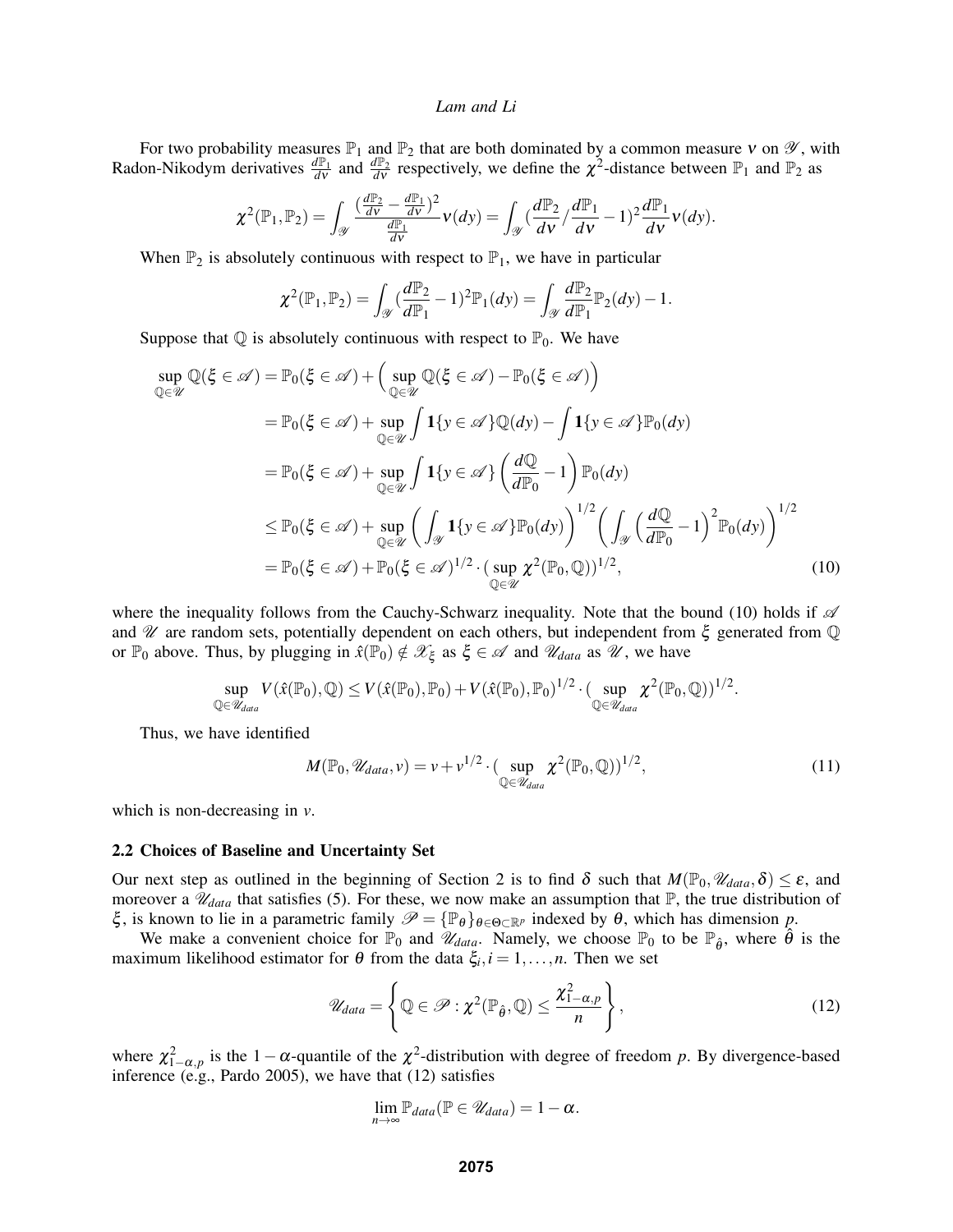For two probability measures $\mathbb{P}_1$ and $\mathbb{P}_2$ that are both dominated by a common measure $\nu$ on $\mathscr{Y}$, with Radon-Nikodym derivatives $\frac{d\mathbb{P}_1}{d\nu}$ and $\frac{d\mathbb{P}_2}{d\nu}$ respectively, we define the $\chi^2$-distance between $\mathbb{P}_1$ and $\mathbb{P}_2$ as

$$\chi^2(\mathbb{P}_1,\mathbb{P}_2) = \int_{\mathscr{Y}} \frac{(\frac{d\mathbb{P}_2}{d\nu} - \frac{d\mathbb{P}_1}{d\nu})^2}{\frac{d\mathbb{P}_1}{d\nu}} \nu(dy) = \int_{\mathscr{Y}} (\frac{d\mathbb{P}_2}{d\nu} / \frac{d\mathbb{P}_1}{d\nu} - 1)^2 \frac{d\mathbb{P}_1}{d\nu} \nu(dy).$$

When $\mathbb{P}_2$ is absolutely continuous with respect to $\mathbb{P}_1$, we have in particular

$$\chi^2(\mathbb{P}_1,\mathbb{P}_2) = \int_{\mathscr{Y}} (\frac{d\mathbb{P}_2}{d\mathbb{P}_1} - 1)^2 \mathbb{P}_1(dy) = \int_{\mathscr{Y}} \frac{d\mathbb{P}_2}{d\mathbb{P}_1} \mathbb{P}_2(dy) - 1.$$

Suppose that $\mathbb{Q}$ is absolutely continuous with respect to $\mathbb{P}_0$. We have

$$\begin{aligned}
\sup_{\mathbb{Q}\in\mathscr{U}} \mathbb{Q}(\xi \in \mathscr{A}) &= \mathbb{P}_0(\xi \in \mathscr{A}) + \Big( \sup_{\mathbb{Q}\in\mathscr{U}} \mathbb{Q}(\xi \in \mathscr{A}) - \mathbb{P}_0(\xi \in \mathscr{A}) \Big) \\
&= \mathbb{P}_0(\xi \in \mathscr{A}) + \sup_{\mathbb{Q}\in\mathscr{U}} \int \mathbf{1}\{y \in \mathscr{A}\} \mathbb{Q}(dy) - \int \mathbf{1}\{y \in \mathscr{A}\} \mathbb{P}_0(dy) \\
&= \mathbb{P}_0(\xi \in \mathscr{A}) + \sup_{\mathbb{Q}\in\mathscr{U}} \int \mathbf{1}\{y \in \mathscr{A}\} \left( \frac{d\mathbb{Q}}{d\mathbb{P}_0} - 1 \right) \mathbb{P}_0(dy) \\
&\leq \mathbb{P}_0(\xi \in \mathscr{A}) + \sup_{\mathbb{Q}\in\mathscr{U}} \left( \int_{\mathscr{Y}} \mathbf{1}\{y \in \mathscr{A}\} \mathbb{P}_0(dy) \right)^{1/2} \left( \int_{\mathscr{Y}} \left( \frac{d\mathbb{Q}}{d\mathbb{P}_0} - 1 \right)^2 \mathbb{P}_0(dy) \right)^{1/2} \\
&= \mathbb{P}_0(\xi \in \mathscr{A}) + \mathbb{P}_0(\xi \in \mathscr{A})^{1/2} \cdot (\sup_{\mathbb{Q}\in\mathscr{U}} \chi^2(\mathbb{P}_0,\mathbb{Q}))^{1/2},
\end{aligned} \tag{10}$$

where the inequality follows from the Cauchy-Schwarz inequality. Note that the bound (10) holds if $\mathscr{A}$ and $\mathscr{U}$ are random sets, potentially dependent on each others, but independent from $\xi$ generated from $\mathbb{Q}$ or $\mathbb{P}_0$ above. Thus, by plugging in $\hat{x}(\mathbb{P}_0) \notin \mathscr{X}_\xi$ as $\xi \in \mathscr{A}$ and $\mathscr{U}_{data}$ as $\mathscr{U}$, we have

$$\sup_{\mathbb{Q}\in\mathscr{U}_{data}} V(\hat{x}(\mathbb{P}_0),\mathbb{Q}) \leq V(\hat{x}(\mathbb{P}_0),\mathbb{P}_0) + V(\hat{x}(\mathbb{P}_0),\mathbb{P}_0)^{1/2} \cdot (\sup_{\mathbb{Q}\in\mathscr{U}_{data}} \chi^2(\mathbb{P}_0,\mathbb{Q}))^{1/2}.$$

Thus, we have identified

$$M(\mathbb{P}_0,\mathscr{U}_{data},v) = v + v^{1/2} \cdot (\sup_{\mathbb{Q}\in\mathscr{U}_{data}} \chi^2(\mathbb{P}_0,\mathbb{Q}))^{1/2}, \tag{11}$$

which is non-decreasing in $v$.

### 2.2 Choices of Baseline and Uncertainty Set

Our next step as outlined in the beginning of Section 2 is to find $\delta$ such that $M(\mathbb{P}_0,\mathscr{U}_{data},\delta) \leq \varepsilon$, and moreover a $\mathscr{U}_{data}$ that satisfies (5). For these, we now make an assumption that $\mathbb{P}$, the true distribution of $\xi$, is known to lie in a parametric family $\mathscr{P} = \{\mathbb{P}_\theta\}_{\theta\in\Theta\subset\mathbb{R}^p}$ indexed by $\theta$, which has dimension $p$.

We make a convenient choice for $\mathbb{P}_0$ and $\mathscr{U}_{data}$. Namely, we choose $\mathbb{P}_0$ to be $\mathbb{P}_{\hat{\theta}}$, where $\hat{\theta}$ is the maximum likelihood estimator for $\theta$ from the data $\xi_i, i = 1,\ldots,n$. Then we set

$$\mathscr{U}_{data} = \left\{ \mathbb{Q} \in \mathscr{P} : \chi^2(\mathbb{P}_{\hat{\theta}},\mathbb{Q}) \leq \frac{\chi^2_{1-\alpha,p}}{n} \right\}, \tag{12}$$

where $\chi^2_{1-\alpha,p}$ is the $1-\alpha$-quantile of the $\chi^2$-distribution with degree of freedom $p$. By divergence-based inference (e.g., Pardo 2005), we have that (12) satisfies

$$\lim_{n\to\infty} \mathbb{P}_{data}(\mathbb{P} \in \mathscr{U}_{data}) = 1 - \alpha.$$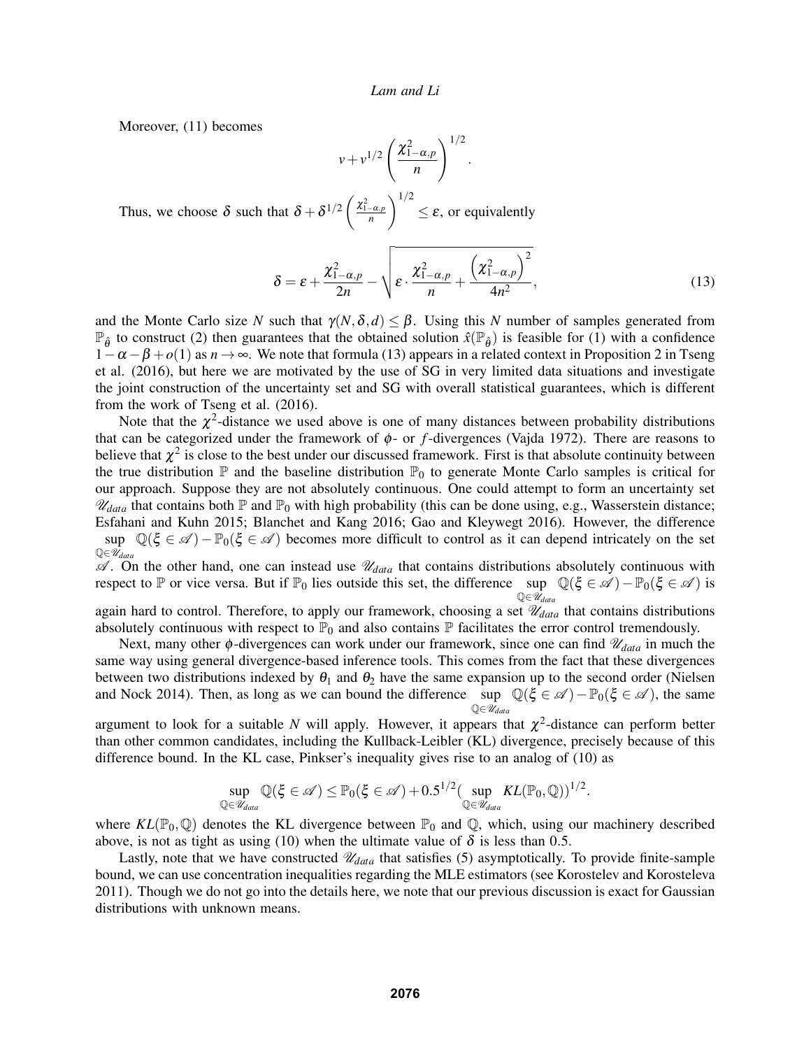Moreover, (11) becomes

$$v + v^{1/2} \left( \frac{\chi^2_{1-\alpha,p}}{n} \right)^{1/2}.$$

Thus, we choose $\delta$ such that $\delta + \delta^{1/2} \left( \frac{\chi^2_{1-\alpha,p}}{n} \right)^{1/2} \leq \varepsilon$, or equivalently

$$\delta = \varepsilon + \frac{\chi^2_{1-\alpha,p}}{2n} - \sqrt{\varepsilon \cdot \frac{\chi^2_{1-\alpha,p}}{n} + \frac{\left(\chi^2_{1-\alpha,p}\right)^2}{4n^2}}, \tag{13}$$

and the Monte Carlo size $N$ such that $\gamma(N, \delta, d) \leq \beta$. Using this $N$ number of samples generated from $\mathbb{P}_{\hat{\theta}}$ to construct (2) then guarantees that the obtained solution $\hat{x}(\mathbb{P}_{\hat{\theta}})$ is feasible for (1) with a confidence $1 - \alpha - \beta + o(1)$ as $n \to \infty$. We note that formula (13) appears in a related context in Proposition 2 in Tseng et al. (2016), but here we are motivated by the use of SG in very limited data situations and investigate the joint construction of the uncertainty set and SG with overall statistical guarantees, which is different from the work of Tseng et al. (2016).

Note that the $\chi^2$-distance we used above is one of many distances between probability distributions that can be categorized under the framework of $\phi$- or $f$-divergences (Vajda 1972). There are reasons to believe that $\chi^2$ is close to the best under our discussed framework. First is that absolute continuity between the true distribution $\mathbb{P}$ and the baseline distribution $\mathbb{P}_0$ to generate Monte Carlo samples is critical for our approach. Suppose they are not absolutely continuous. One could attempt to form an uncertainty set $\mathscr{U}_{data}$ that contains both $\mathbb{P}$ and $\mathbb{P}_0$ with high probability (this can be done using, e.g., Wasserstein distance; Esfahani and Kuhn 2015; Blanchet and Kang 2016; Gao and Kleywegt 2016). However, the difference $\sup_{\mathbb{Q} \in \mathscr{U}_{data}} \mathbb{Q}(\xi \in \mathscr{A}) - \mathbb{P}_0(\xi \in \mathscr{A})$ becomes more difficult to control as it can depend intricately on the set $\mathscr{A}$. On the other hand, one can instead use $\mathscr{U}_{data}$ that contains distributions absolutely continuous with respect to $\mathbb{P}$ or vice versa. But if $\mathbb{P}_0$ lies outside this set, the difference $\sup_{\mathbb{Q} \in \mathscr{U}_{data}} \mathbb{Q}(\xi \in \mathscr{A}) - \mathbb{P}_0(\xi \in \mathscr{A})$ is again hard to control. Therefore, to apply our framework, choosing a set $\mathscr{U}_{data}$ that contains distributions absolutely continuous with respect to $\mathbb{P}_0$ and also contains $\mathbb{P}$ facilitates the error control tremendously.

Next, many other $\phi$-divergences can work under our framework, since one can find $\mathscr{U}_{data}$ in much the same way using general divergence-based inference tools. This comes from the fact that these divergences between two distributions indexed by $\theta_1$ and $\theta_2$ have the same expansion up to the second order (Nielsen and Nock 2014). Then, as long as we can bound the difference $\sup_{\mathbb{Q} \in \mathscr{U}_{data}} \mathbb{Q}(\xi \in \mathscr{A}) - \mathbb{P}_0(\xi \in \mathscr{A})$, the same argument to look for a suitable $N$ will apply. However, it appears that $\chi^2$-distance can perform better than other common candidates, including the Kullback-Leibler (KL) divergence, precisely because of this difference bound. In the KL case, Pinkser's inequality gives rise to an analog of (10) as

$$\sup_{\mathbb{Q} \in \mathscr{U}_{data}} \mathbb{Q}(\xi \in \mathscr{A}) \leq \mathbb{P}_0(\xi \in \mathscr{A}) + 0.5^{1/2} (\sup_{\mathbb{Q} \in \mathscr{U}_{data}} KL(\mathbb{P}_0, \mathbb{Q}))^{1/2}.$$

where $KL(\mathbb{P}_0, \mathbb{Q})$ denotes the KL divergence between $\mathbb{P}_0$ and $\mathbb{Q}$, which, using our machinery described above, is not as tight as using (10) when the ultimate value of $\delta$ is less than 0.5.

Lastly, note that we have constructed $\mathscr{U}_{data}$ that satisfies (5) asymptotically. To provide finite-sample bound, we can use concentration inequalities regarding the MLE estimators (see Korostelev and Korosteleva 2011). Though we do not go into the details here, we note that our previous discussion is exact for Gaussian distributions with unknown means.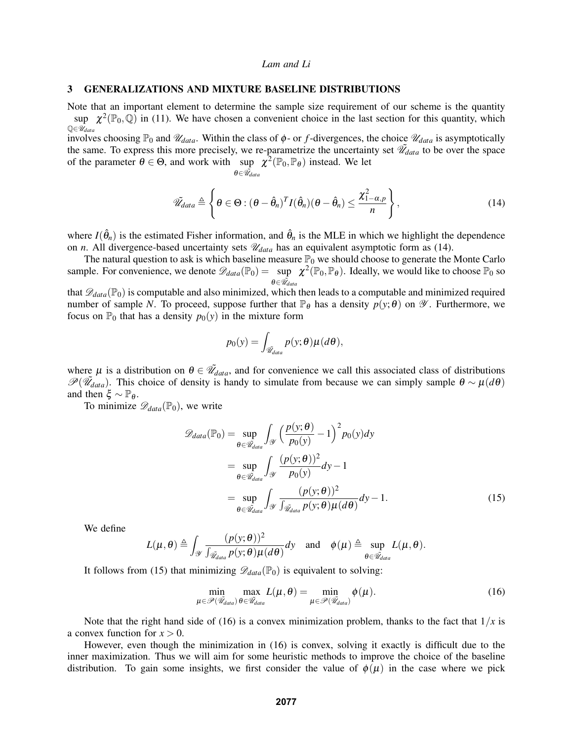## 3 GENERALIZATIONS AND MIXTURE BASELINE DISTRIBUTIONS

Note that an important element to determine the sample size requirement of our scheme is the quantity $\sup_{\mathbb{Q}\in\mathscr{U}_{data}} \chi^2(\mathbb{P}_0,\mathbb{Q})$ in (11). We have chosen a convenient choice in the last section for this quantity, which involves choosing $\mathbb{P}_0$ and $\mathscr{U}_{data}$. Within the class of $\phi$- or $f$-divergences, the choice $\mathscr{U}_{data}$ is asymptotically the same. To express this more precisely, we re-parametrize the uncertainty set $\tilde{\mathscr{U}}_{data}$ to be over the space of the parameter $\theta \in \Theta$, and work with $\sup_{\theta\in\tilde{\mathscr{U}}_{data}} \chi^2(\mathbb{P}_0,\mathbb{P}_\theta)$ instead. We let

$$
\tilde{\mathscr{U}}_{data} \triangleq \left\{ \theta \in \Theta : (\theta - \hat{\theta}_n)^T I(\hat{\theta}_n)(\theta - \hat{\theta}_n) \leq \frac{\chi^2_{1-\alpha,p}}{n} \right\}, \tag{14}
$$

where $I(\hat{\theta}_n)$ is the estimated Fisher information, and $\hat{\theta}_n$ is the MLE in which we highlight the dependence on $n$. All divergence-based uncertainty sets $\mathscr{U}_{data}$ has an equivalent asymptotic form as (14).

The natural question to ask is which baseline measure $\mathbb{P}_0$ we should choose to generate the Monte Carlo sample. For convenience, we denote $\mathscr{D}_{data}(\mathbb{P}_0) = \sup_{\theta\in\tilde{\mathscr{U}}_{data}} \chi^2(\mathbb{P}_0,\mathbb{P}_\theta)$. Ideally, we would like to choose $\mathbb{P}_0$ so that $\mathscr{D}_{data}(\mathbb{P}_0)$ is computable and also minimized, which then leads to a computable and minimized required number of sample $N$. To proceed, suppose further that $\mathbb{P}_\theta$ has a density $p(y;\theta)$ on $\mathscr{Y}$. Furthermore, we focus on $\mathbb{P}_0$ that has a density $p_0(y)$ in the mixture form

$$
p_0(y) = \int_{\tilde{\mathscr{U}}_{data}} p(y;\theta)\mu(d\theta),
$$

where $\mu$ is a distribution on $\theta \in \tilde{\mathscr{U}}_{data}$, and for convenience we call this associated class of distributions $\mathscr{P}(\tilde{\mathscr{U}}_{data})$. This choice of density is handy to simulate from because we can simply sample $\theta \sim \mu(d\theta)$ and then $\xi \sim \mathbb{P}_\theta$.

To minimize $\mathscr{D}_{data}(\mathbb{P}_0)$, we write

$$
\begin{aligned}
\mathscr{D}_{data}(\mathbb{P}_0) &= \sup_{\theta\in\tilde{\mathscr{U}}_{data}} \int_{\mathscr{Y}} \Big(\frac{p(y;\theta)}{p_0(y)} - 1\Big)^2 p_0(y)dy \\
&= \sup_{\theta\in\tilde{\mathscr{U}}_{data}} \int_{\mathscr{Y}} \frac{(p(y;\theta))^2}{p_0(y)}dy - 1 \\
&= \sup_{\theta\in\tilde{\mathscr{U}}_{data}} \int_{\mathscr{Y}} \frac{(p(y;\theta))^2}{\int_{\tilde{\mathscr{U}}_{data}} p(y;\theta)\mu(d\theta)}dy - 1. 
\end{aligned} \tag{15}
$$

We define

$$
L(\mu,\theta) \triangleq \int_{\mathscr{Y}} \frac{(p(y;\theta))^2}{\int_{\tilde{\mathscr{U}}_{data}} p(y;\theta)\mu(d\theta)}dy \quad \text{and} \quad \phi(\mu) \triangleq \sup_{\theta\in\tilde{\mathscr{U}}_{data}} L(\mu,\theta).
$$

It follows from (15) that minimizing $\mathscr{D}_{data}(\mathbb{P}_0)$ is equivalent to solving:

$$
\min_{\mu\in\mathscr{P}(\tilde{\mathscr{U}}_{data})} \max_{\theta\in\tilde{\mathscr{U}}_{data}} L(\mu,\theta) = \min_{\mu\in\mathscr{P}(\tilde{\mathscr{U}}_{data})} \phi(\mu). \tag{16}
$$

Note that the right hand side of (16) is a convex minimization problem, thanks to the fact that $1/x$ is a convex function for $x > 0$.

However, even though the minimization in (16) is convex, solving it exactly is difficult due to the inner maximization. Thus we will aim for some heuristic methods to improve the choice of the baseline distribution. To gain some insights, we first consider the value of $\phi(\mu)$ in the case where we pick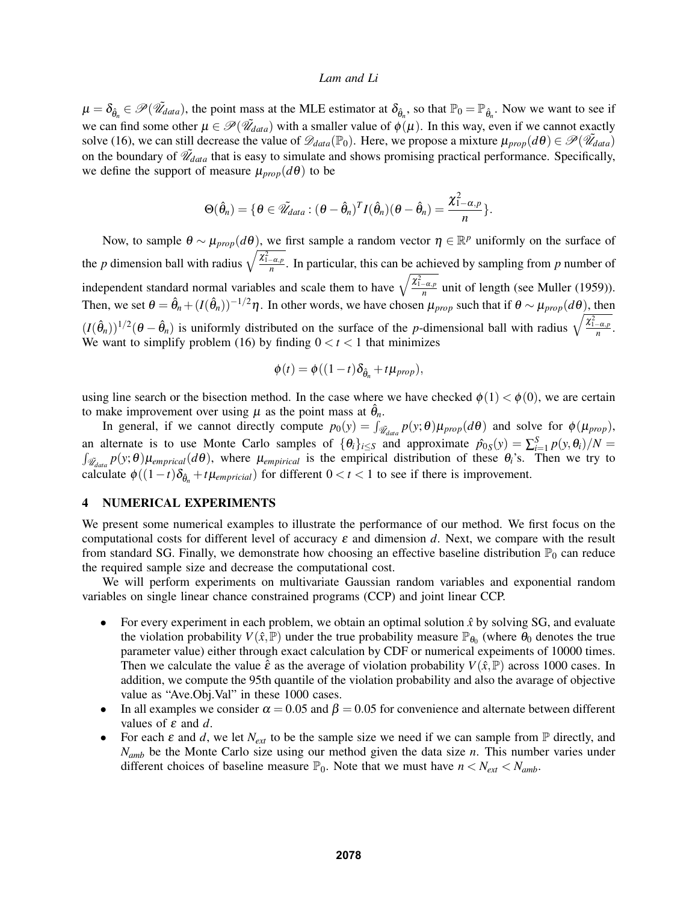$\mu = \delta_{\hat{\theta}_n} \in \mathscr{P}(\tilde{\mathscr{U}}_{data})$, the point mass at the MLE estimator at $\delta_{\hat{\theta}_n}$, so that $\mathbb{P}_0 = \mathbb{P}_{\hat{\theta}_n}$. Now we want to see if we can find some other $\mu \in \mathscr{P}(\tilde{\mathscr{U}}_{data})$ with a smaller value of $\phi(\mu)$. In this way, even if we cannot exactly solve (16), we can still decrease the value of $\mathscr{D}_{data}(\mathbb{P}_0)$. Here, we propose a mixture $\mu_{prop}(d\theta) \in \mathscr{P}(\tilde{\mathscr{U}}_{data})$ on the boundary of $\tilde{\mathscr{U}}_{data}$ that is easy to simulate and shows promising practical performance. Specifically, we define the support of measure $\mu_{prop}(d\theta)$ to be

$$\Theta(\hat{\theta}_n) = \{\theta \in \tilde{\mathscr{U}}_{data} : (\theta - \hat{\theta}_n)^T I(\hat{\theta}_n)(\theta - \hat{\theta}_n) = \frac{\chi^2_{1-\alpha,p}}{n}\}.$$

Now, to sample $\theta \sim \mu_{prop}(d\theta)$, we first sample a random vector $\eta \in \mathbb{R}^p$ uniformly on the surface of the $p$ dimension ball with radius $\sqrt{\frac{\chi^2_{1-\alpha,p}}{n}}$. In particular, this can be achieved by sampling from $p$ number of independent standard normal variables and scale them to have $\sqrt{\frac{\chi^2_{1-\alpha,p}}{n}}$ unit of length (see Muller (1959)). Then, we set $\theta = \hat{\theta}_n + (I(\hat{\theta}_n))^{-1/2}\eta$. In other words, we have chosen $\mu_{prop}$ such that if $\theta \sim \mu_{prop}(d\theta)$, then $(I(\hat{\theta}_n))^{1/2}(\theta - \hat{\theta}_n)$ is uniformly distributed on the surface of the $p$-dimensional ball with radius $\sqrt{\frac{\chi^2_{1-\alpha,p}}{n}}$. We want to simplify problem (16) by finding $0 < t < 1$ that minimizes

$$\phi(t) = \phi((1-t)\delta_{\hat{\theta}_n} + t\mu_{prop}),$$

using line search or the bisection method. In the case where we have checked $\phi(1) < \phi(0)$, we are certain to make improvement over using $\mu$ as the point mass at $\hat{\theta}_n$.

In general, if we cannot directly compute $p_0(y) = \int_{\tilde{\mathscr{U}}_{data}} p(y;\theta)\mu_{prop}(d\theta)$ and solve for $\phi(\mu_{prop})$, an alternate is to use Monte Carlo samples of $\{\theta_i\}_{i \leq S}$ and approximate $\hat{p_0}_S(y) = \sum_{i=1}^{S} p(y,\theta_i)/N = \int_{\tilde{\mathscr{U}}_{data}} p(y;\theta)\mu_{emprical}(d\theta)$, where $\mu_{empirical}$ is the empirical distribution of these $\theta_i$'s. Then we try to calculate $\phi((1-t)\delta_{\hat{\theta}_n} + t\mu_{empricial})$ for different $0 < t < 1$ to see if there is improvement.

## 4 NUMERICAL EXPERIMENTS

We present some numerical examples to illustrate the performance of our method. We first focus on the computational costs for different level of accuracy $\varepsilon$ and dimension $d$. Next, we compare with the result from standard SG. Finally, we demonstrate how choosing an effective baseline distribution $\mathbb{P}_0$ can reduce the required sample size and decrease the computational cost.

We will perform experiments on multivariate Gaussian random variables and exponential random variables on single linear chance constrained programs (CCP) and joint linear CCP.

- For every experiment in each problem, we obtain an optimal solution $\hat{x}$ by solving SG, and evaluate the violation probability $V(\hat{x},\mathbb{P})$ under the true probability measure $\mathbb{P}_{\theta_0}$ (where $\theta_0$ denotes the true parameter value) either through exact calculation by CDF or numerical expeiments of 10000 times. Then we calculate the value $\hat{\varepsilon}$ as the average of violation probability $V(\hat{x},\mathbb{P})$ across 1000 cases. In addition, we compute the 95th quantile of the violation probability and also the avarage of objective value as "Ave.Obj.Val" in these 1000 cases.
- In all examples we consider $\alpha = 0.05$ and $\beta = 0.05$ for convenience and alternate between different values of $\varepsilon$ and $d$.
- For each $\varepsilon$ and $d$, we let $N_{ext}$ to be the sample size we need if we can sample from $\mathbb{P}$ directly, and $N_{amb}$ be the Monte Carlo size using our method given the data size $n$. This number varies under different choices of baseline measure $\mathbb{P}_0$. Note that we must have $n < N_{ext} < N_{amb}$.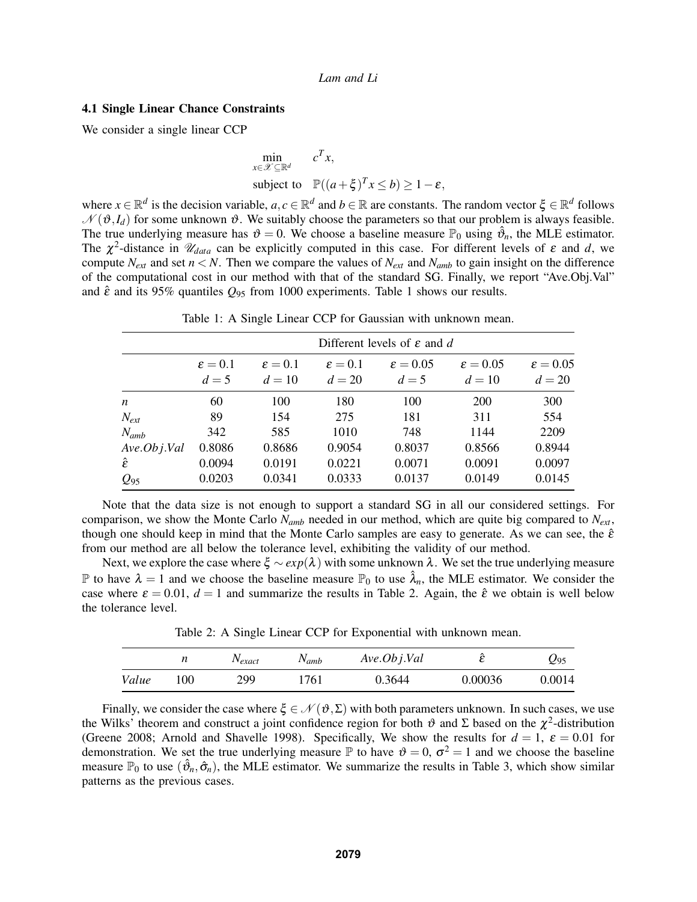### 4.1 Single Linear Chance Constraints

We consider a single linear CCP

$$\min_{x \in \mathscr{X} \subseteq \mathbb{R}^d} \quad c^T x,$$
$$\text{subject to} \quad \mathbb{P}((a+\xi)^T x \leq b) \geq 1-\varepsilon,$$

where $x \in \mathbb{R}^d$ is the decision variable, $a, c \in \mathbb{R}^d$ and $b \in \mathbb{R}$ are constants. The random vector $\xi \in \mathbb{R}^d$ follows $\mathscr{N}(\vartheta, I_d)$ for some unknown $\vartheta$. We suitably choose the parameters so that our problem is always feasible. The true underlying measure has $\vartheta = 0$. We choose a baseline measure $\mathbb{P}_0$ using $\hat{\vartheta}_n$, the MLE estimator. The $\chi^2$-distance in $\mathscr{U}_{data}$ can be explicitly computed in this case. For different levels of $\varepsilon$ and $d$, we compute $N_{ext}$ and set $n < N$. Then we compare the values of $N_{ext}$ and $N_{amb}$ to gain insight on the difference of the computational cost in our method with that of the standard SG. Finally, we report "Ave.Obj.Val" and $\hat{\varepsilon}$ and its 95% quantiles $Q_{95}$ from 1000 experiments. Table 1 shows our results.

Table 1: A Single Linear CCP for Gaussian with unknown mean.

| | Different levels of $\varepsilon$ and $d$ | | | | | |
|---|---|---|---|---|---|---|
| | $\varepsilon = 0.1$, $d = 5$ | $\varepsilon = 0.1$, $d = 10$ | $\varepsilon = 0.1$, $d = 20$ | $\varepsilon = 0.05$, $d = 5$ | $\varepsilon = 0.05$, $d = 10$ | $\varepsilon = 0.05$, $d = 20$ |
| $n$ | 60 | 100 | 180 | 100 | 200 | 300 |
| $N_{ext}$ | 89 | 154 | 275 | 181 | 311 | 554 |
| $N_{amb}$ | 342 | 585 | 1010 | 748 | 1144 | 2209 |
| $Ave.Obj.Val$ | 0.8086 | 0.8686 | 0.9054 | 0.8037 | 0.8566 | 0.8944 |
| $\hat{\varepsilon}$ | 0.0094 | 0.0191 | 0.0221 | 0.0071 | 0.0091 | 0.0097 |
| $Q_{95}$ | 0.0203 | 0.0341 | 0.0333 | 0.0137 | 0.0149 | 0.0145 |

Note that the data size is not enough to support a standard SG in all our considered settings. For comparison, we show the Monte Carlo $N_{amb}$ needed in our method, which are quite big compared to $N_{ext}$, though one should keep in mind that the Monte Carlo samples are easy to generate. As we can see, the $\hat{\varepsilon}$ from our method are all below the tolerance level, exhibiting the validity of our method.

Next, we explore the case where $\xi \sim exp(\lambda)$ with some unknown $\lambda$. We set the true underlying measure $\mathbb{P}$ to have $\lambda = 1$ and we choose the baseline measure $\mathbb{P}_0$ to use $\hat{\lambda}_n$, the MLE estimator. We consider the case where $\varepsilon = 0.01$, $d = 1$ and summarize the results in Table 2. Again, the $\hat{\varepsilon}$ we obtain is well below the tolerance level.

Table 2: A Single Linear CCP for Exponential with unknown mean.

| | $n$ | $N_{exact}$ | $N_{amb}$ | $Ave.Obj.Val$ | $\hat{\varepsilon}$ | $Q_{95}$ |
|---|---|---|---|---|---|---|
| $Value$ | 100 | 299 | 1761 | 0.3644 | 0.00036 | 0.0014 |

Finally, we consider the case where $\xi \in \mathscr{N}(\vartheta, \Sigma)$ with both parameters unknown. In such cases, we use the Wilks' theorem and construct a joint confidence region for both $\vartheta$ and $\Sigma$ based on the $\chi^2$-distribution (Greene 2008; Arnold and Shavelle 1998). Specifically, We show the results for $d = 1$, $\varepsilon = 0.01$ for demonstration. We set the true underlying measure $\mathbb{P}$ to have $\vartheta = 0$, $\sigma^2 = 1$ and we choose the baseline measure $\mathbb{P}_0$ to use $(\hat{\vartheta}_n, \hat{\sigma}_n)$, the MLE estimator. We summarize the results in Table 3, which show similar patterns as the previous cases.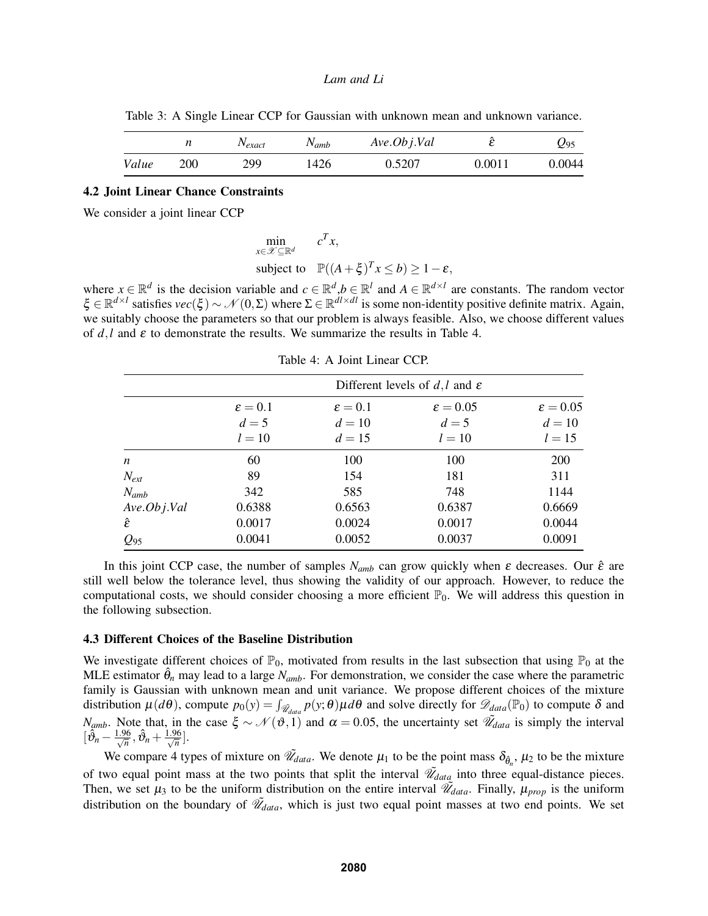Table 3: A Single Linear CCP for Gaussian with unknown mean and unknown variance.

| | $n$ | $N_{exact}$ | $N_{amb}$ | $Ave.Obj.Val$ | $\hat{\varepsilon}$ | $Q_{95}$ |
|---|---|---|---|---|---|---|
| *Value* | 200 | 299 | 1426 | 0.5207 | 0.0011 | 0.0044 |

### 4.2 Joint Linear Chance Constraints

We consider a joint linear CCP

$$\begin{aligned} \min_{x \in \mathscr{X} \subseteq \mathbb{R}^d} \quad & c^T x, \\ \text{subject to} \quad & \mathbb{P}((A+\xi)^T x \leq b) \geq 1-\varepsilon, \end{aligned}$$

where $x \in \mathbb{R}^d$ is the decision variable and $c \in \mathbb{R}^d, b \in \mathbb{R}^l$ and $A \in \mathbb{R}^{d \times l}$ are constants. The random vector $\xi \in \mathbb{R}^{d \times l}$ satisfies $vec(\xi) \sim \mathscr{N}(0, \Sigma)$ where $\Sigma \in \mathbb{R}^{dl \times dl}$ is some non-identity positive definite matrix. Again, we suitably choose the parameters so that our problem is always feasible. Also, we choose different values of $d, l$ and $\varepsilon$ to demonstrate the results. We summarize the results in Table 4.

Table 4: A Joint Linear CCP.

| | Different levels of $d,l$ and $\varepsilon$ | | | |
|---|---|---|---|---|
| | $\varepsilon = 0.1$, $d = 5$, $l = 10$ | $\varepsilon = 0.1$, $d = 10$, $l = 15$ | $\varepsilon = 0.05$, $d = 5$, $l = 10$ | $\varepsilon = 0.05$, $d = 10$, $l = 15$ |
| $n$ | 60 | 100 | 100 | 200 |
| $N_{ext}$ | 89 | 154 | 181 | 311 |
| $N_{amb}$ | 342 | 585 | 748 | 1144 |
| $Ave.Obj.Val$ | 0.6388 | 0.6563 | 0.6387 | 0.6669 |
| $\hat{\varepsilon}$ | 0.0017 | 0.0024 | 0.0017 | 0.0044 |
| $Q_{95}$ | 0.0041 | 0.0052 | 0.0037 | 0.0091 |

In this joint CCP case, the number of samples $N_{amb}$ can grow quickly when $\varepsilon$ decreases. Our $\hat{\varepsilon}$ are still well below the tolerance level, thus showing the validity of our approach. However, to reduce the computational costs, we should consider choosing a more efficient $\mathbb{P}_0$. We will address this question in the following subsection.

### 4.3 Different Choices of the Baseline Distribution

We investigate different choices of $\mathbb{P}_0$, motivated from results in the last subsection that using $\mathbb{P}_0$ at the MLE estimator $\hat{\theta}_n$ may lead to a large $N_{amb}$. For demonstration, we consider the case where the parametric family is Gaussian with unknown mean and unit variance. We propose different choices of the mixture distribution $\mu(d\theta)$, compute $p_0(y) = \int_{\tilde{\mathscr{U}}_{data}} p(y;\theta)\mu d\theta$ and solve directly for $\mathscr{D}_{data}(\mathbb{P}_0)$ to compute $\delta$ and $N_{amb}$. Note that, in the case $\xi \sim \mathscr{N}(\vartheta, 1)$ and $\alpha = 0.05$, the uncertainty set $\tilde{\mathscr{U}}_{data}$ is simply the interval $[\hat{\vartheta}_n - \frac{1.96}{\sqrt{n}}, \hat{\vartheta}_n + \frac{1.96}{\sqrt{n}}]$.

We compare 4 types of mixture on $\tilde{\mathscr{U}}_{data}$. We denote $\mu_1$ to be the point mass $\delta_{\hat{\theta}_n}$, $\mu_2$ to be the mixture of two equal point mass at the two points that split the interval $\tilde{\mathscr{U}}_{data}$ into three equal-distance pieces. Then, we set $\mu_3$ to be the uniform distribution on the entire interval $\tilde{\mathscr{U}}_{data}$. Finally, $\mu_{prop}$ is the uniform distribution on the boundary of $\tilde{\mathscr{U}}_{data}$, which is just two equal point masses at two end points. We set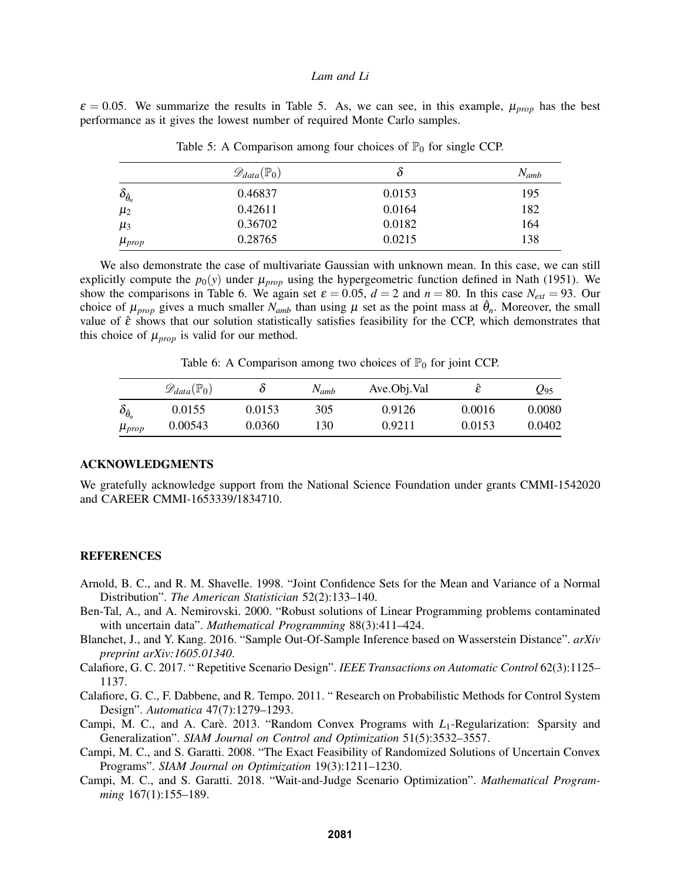$\varepsilon = 0.05$. We summarize the results in Table 5. As, we can see, in this example, $\mu_{prop}$ has the best performance as it gives the lowest number of required Monte Carlo samples.

Table 5: A Comparison among four choices of $\mathbb{P}_0$ for single CCP.

| | $\mathscr{D}_{data}(\mathbb{P}_0)$ | $\delta$ | $N_{amb}$ |
|---|---|---|---|
| $\delta_{\hat{\theta}_n}$ | 0.46837 | 0.0153 | 195 |
| $\mu_2$ | 0.42611 | 0.0164 | 182 |
| $\mu_3$ | 0.36702 | 0.0182 | 164 |
| $\mu_{prop}$ | 0.28765 | 0.0215 | 138 |

We also demonstrate the case of multivariate Gaussian with unknown mean. In this case, we can still explicitly compute the $p_0(y)$ under $\mu_{prop}$ using the hypergeometric function defined in Nath (1951). We show the comparisons in Table 6. We again set $\varepsilon = 0.05$, $d = 2$ and $n = 80$. In this case $N_{ext} = 93$. Our choice of $\mu_{prop}$ gives a much smaller $N_{amb}$ than using $\mu$ set as the point mass at $\hat{\theta}_n$. Moreover, the small value of $\hat{\varepsilon}$ shows that our solution statistically satisfies feasibility for the CCP, which demonstrates that this choice of $\mu_{prop}$ is valid for our method.

Table 6: A Comparison among two choices of $\mathbb{P}_0$ for joint CCP.

| | $\mathscr{D}_{data}(\mathbb{P}_0)$ | $\delta$ | $N_{amb}$ | Ave.Obj.Val | $\hat{\varepsilon}$ | $Q_{95}$ |
|---|---|---|---|---|---|---|
| $\delta_{\hat{\theta}_n}$ | 0.0155 | 0.0153 | 305 | 0.9126 | 0.0016 | 0.0080 |
| $\mu_{prop}$ | 0.00543 | 0.0360 | 130 | 0.9211 | 0.0153 | 0.0402 |

## ACKNOWLEDGMENTS

We gratefully acknowledge support from the National Science Foundation under grants CMMI-1542020 and CAREER CMMI-1653339/1834710.

## REFERENCES

Arnold, B. C., and R. M. Shavelle. 1998. "Joint Confidence Sets for the Mean and Variance of a Normal Distribution". *The American Statistician* 52(2):133–140.

Ben-Tal, A., and A. Nemirovski. 2000. "Robust solutions of Linear Programming problems contaminated with uncertain data". *Mathematical Programming* 88(3):411–424.

Blanchet, J., and Y. Kang. 2016. "Sample Out-Of-Sample Inference based on Wasserstein Distance". *arXiv preprint arXiv:1605.01340*.

Calafiore, G. C. 2017. " Repetitive Scenario Design". *IEEE Transactions on Automatic Control* 62(3):1125–1137.

Calafiore, G. C., F. Dabbene, and R. Tempo. 2011. " Research on Probabilistic Methods for Control System Design". *Automatica* 47(7):1279–1293.

Campi, M. C., and A. Carè. 2013. "Random Convex Programs with $L_1$-Regularization: Sparsity and Generalization". *SIAM Journal on Control and Optimization* 51(5):3532–3557.

Campi, M. C., and S. Garatti. 2008. "The Exact Feasibility of Randomized Solutions of Uncertain Convex Programs". *SIAM Journal on Optimization* 19(3):1211–1230.

Campi, M. C., and S. Garatti. 2018. "Wait-and-Judge Scenario Optimization". *Mathematical Programming* 167(1):155–189.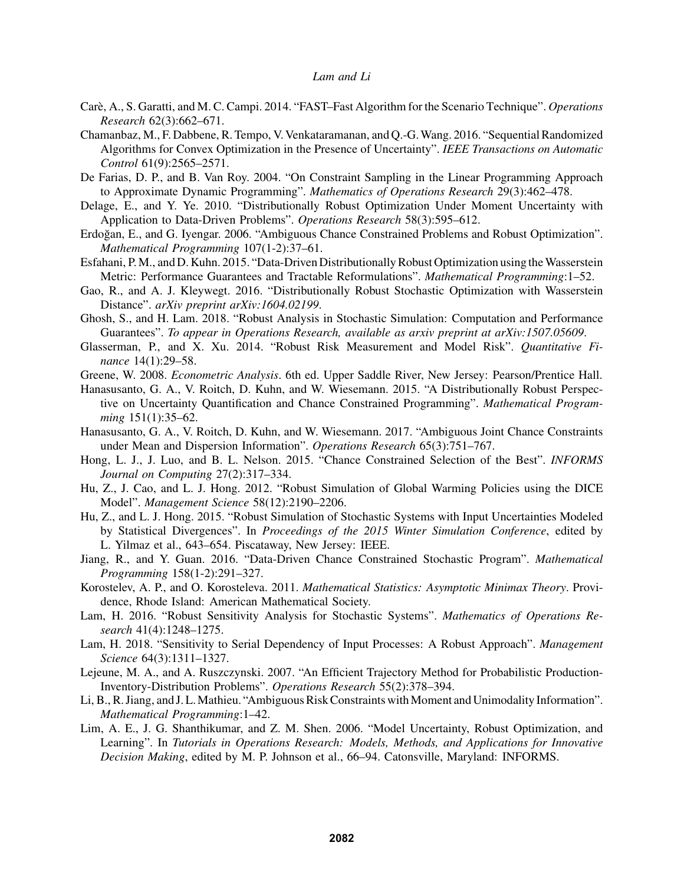Carè, A., S. Garatti, and M. C. Campi. 2014. "FAST–Fast Algorithm for the Scenario Technique". *Operations Research* 62(3):662–671.

Chamanbaz, M., F. Dabbene, R. Tempo, V. Venkataramanan, and Q.-G. Wang. 2016. "Sequential Randomized Algorithms for Convex Optimization in the Presence of Uncertainty". *IEEE Transactions on Automatic Control* 61(9):2565–2571.

De Farias, D. P., and B. Van Roy. 2004. "On Constraint Sampling in the Linear Programming Approach to Approximate Dynamic Programming". *Mathematics of Operations Research* 29(3):462–478.

Delage, E., and Y. Ye. 2010. "Distributionally Robust Optimization Under Moment Uncertainty with Application to Data-Driven Problems". *Operations Research* 58(3):595–612.

Erdoğan, E., and G. Iyengar. 2006. "Ambiguous Chance Constrained Problems and Robust Optimization". *Mathematical Programming* 107(1-2):37–61.

Esfahani, P. M., and D. Kuhn. 2015. "Data-Driven Distributionally Robust Optimization using the Wasserstein Metric: Performance Guarantees and Tractable Reformulations". *Mathematical Programming*:1–52.

Gao, R., and A. J. Kleywegt. 2016. "Distributionally Robust Stochastic Optimization with Wasserstein Distance". *arXiv preprint arXiv:1604.02199*.

Ghosh, S., and H. Lam. 2018. "Robust Analysis in Stochastic Simulation: Computation and Performance Guarantees". *To appear in Operations Research, available as arxiv preprint at arXiv:1507.05609*.

Glasserman, P., and X. Xu. 2014. "Robust Risk Measurement and Model Risk". *Quantitative Finance* 14(1):29–58.

Greene, W. 2008. *Econometric Analysis*. 6th ed. Upper Saddle River, New Jersey: Pearson/Prentice Hall.

Hanasusanto, G. A., V. Roitch, D. Kuhn, and W. Wiesemann. 2015. "A Distributionally Robust Perspective on Uncertainty Quantification and Chance Constrained Programming". *Mathematical Programming* 151(1):35–62.

Hanasusanto, G. A., V. Roitch, D. Kuhn, and W. Wiesemann. 2017. "Ambiguous Joint Chance Constraints under Mean and Dispersion Information". *Operations Research* 65(3):751–767.

Hong, L. J., J. Luo, and B. L. Nelson. 2015. "Chance Constrained Selection of the Best". *INFORMS Journal on Computing* 27(2):317–334.

Hu, Z., J. Cao, and L. J. Hong. 2012. "Robust Simulation of Global Warming Policies using the DICE Model". *Management Science* 58(12):2190–2206.

Hu, Z., and L. J. Hong. 2015. "Robust Simulation of Stochastic Systems with Input Uncertainties Modeled by Statistical Divergences". In *Proceedings of the 2015 Winter Simulation Conference*, edited by L. Yilmaz et al., 643–654. Piscataway, New Jersey: IEEE.

Jiang, R., and Y. Guan. 2016. "Data-Driven Chance Constrained Stochastic Program". *Mathematical Programming* 158(1-2):291–327.

Korostelev, A. P., and O. Korosteleva. 2011. *Mathematical Statistics: Asymptotic Minimax Theory*. Providence, Rhode Island: American Mathematical Society.

Lam, H. 2016. "Robust Sensitivity Analysis for Stochastic Systems". *Mathematics of Operations Research* 41(4):1248–1275.

Lam, H. 2018. "Sensitivity to Serial Dependency of Input Processes: A Robust Approach". *Management Science* 64(3):1311–1327.

Lejeune, M. A., and A. Ruszczynski. 2007. "An Efficient Trajectory Method for Probabilistic Production-Inventory-Distribution Problems". *Operations Research* 55(2):378–394.

Li, B., R. Jiang, and J. L. Mathieu. "Ambiguous Risk Constraints with Moment and Unimodality Information". *Mathematical Programming*:1–42.

Lim, A. E., J. G. Shanthikumar, and Z. M. Shen. 2006. "Model Uncertainty, Robust Optimization, and Learning". In *Tutorials in Operations Research: Models, Methods, and Applications for Innovative Decision Making*, edited by M. P. Johnson et al., 66–94. Catonsville, Maryland: INFORMS.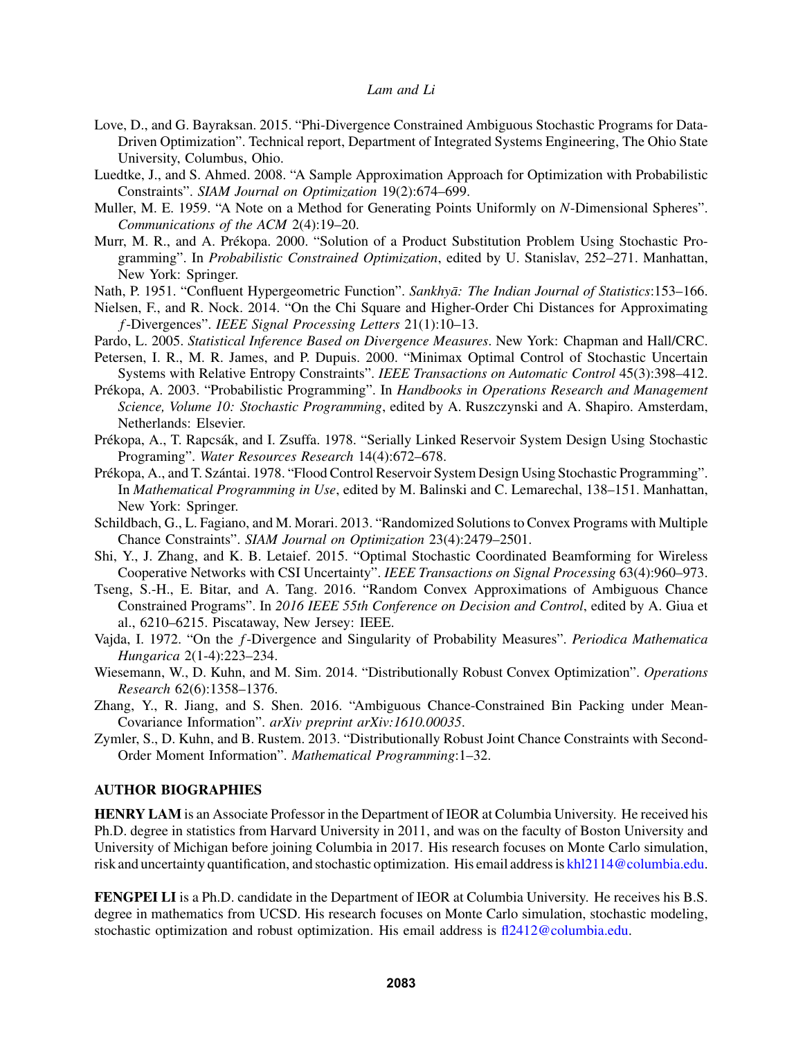Love, D., and G. Bayraksan. 2015. "Phi-Divergence Constrained Ambiguous Stochastic Programs for Data-Driven Optimization". Technical report, Department of Integrated Systems Engineering, The Ohio State University, Columbus, Ohio.

Luedtke, J., and S. Ahmed. 2008. "A Sample Approximation Approach for Optimization with Probabilistic Constraints". *SIAM Journal on Optimization* 19(2):674–699.

Muller, M. E. 1959. "A Note on a Method for Generating Points Uniformly on *N*-Dimensional Spheres". *Communications of the ACM* 2(4):19–20.

Murr, M. R., and A. Prékopa. 2000. "Solution of a Product Substitution Problem Using Stochastic Programming". In *Probabilistic Constrained Optimization*, edited by U. Stanislav, 252–271. Manhattan, New York: Springer.

Nath, P. 1951. "Confluent Hypergeometric Function". *Sankhyā: The Indian Journal of Statistics*:153–166.

Nielsen, F., and R. Nock. 2014. "On the Chi Square and Higher-Order Chi Distances for Approximating $f$-Divergences". *IEEE Signal Processing Letters* 21(1):10–13.

Pardo, L. 2005. *Statistical Inference Based on Divergence Measures*. New York: Chapman and Hall/CRC.

Petersen, I. R., M. R. James, and P. Dupuis. 2000. "Minimax Optimal Control of Stochastic Uncertain Systems with Relative Entropy Constraints". *IEEE Transactions on Automatic Control* 45(3):398–412.

Prékopa, A. 2003. "Probabilistic Programming". In *Handbooks in Operations Research and Management Science, Volume 10: Stochastic Programming*, edited by A. Ruszczynski and A. Shapiro. Amsterdam, Netherlands: Elsevier.

Prékopa, A., T. Rapcsák, and I. Zsuffa. 1978. "Serially Linked Reservoir System Design Using Stochastic Programing". *Water Resources Research* 14(4):672–678.

Prékopa, A., and T. Szántai. 1978. "Flood Control Reservoir System Design Using Stochastic Programming". In *Mathematical Programming in Use*, edited by M. Balinski and C. Lemarechal, 138–151. Manhattan, New York: Springer.

Schildbach, G., L. Fagiano, and M. Morari. 2013. "Randomized Solutions to Convex Programs with Multiple Chance Constraints". *SIAM Journal on Optimization* 23(4):2479–2501.

Shi, Y., J. Zhang, and K. B. Letaief. 2015. "Optimal Stochastic Coordinated Beamforming for Wireless Cooperative Networks with CSI Uncertainty". *IEEE Transactions on Signal Processing* 63(4):960–973.

Tseng, S.-H., E. Bitar, and A. Tang. 2016. "Random Convex Approximations of Ambiguous Chance Constrained Programs". In *2016 IEEE 55th Conference on Decision and Control*, edited by A. Giua et al., 6210–6215. Piscataway, New Jersey: IEEE.

Vajda, I. 1972. "On the $f$-Divergence and Singularity of Probability Measures". *Periodica Mathematica Hungarica* 2(1-4):223–234.

Wiesemann, W., D. Kuhn, and M. Sim. 2014. "Distributionally Robust Convex Optimization". *Operations Research* 62(6):1358–1376.

Zhang, Y., R. Jiang, and S. Shen. 2016. "Ambiguous Chance-Constrained Bin Packing under Mean-Covariance Information". *arXiv preprint arXiv:1610.00035*.

Zymler, S., D. Kuhn, and B. Rustem. 2013. "Distributionally Robust Joint Chance Constraints with Second-Order Moment Information". *Mathematical Programming*:1–32.

## AUTHOR BIOGRAPHIES

**HENRY LAM** is an Associate Professor in the Department of IEOR at Columbia University. He received his Ph.D. degree in statistics from Harvard University in 2011, and was on the faculty of Boston University and University of Michigan before joining Columbia in 2017. His research focuses on Monte Carlo simulation, risk and uncertainty quantification, and stochastic optimization. His email address is khl2114@columbia.edu.

**FENGPEI LI** is a Ph.D. candidate in the Department of IEOR at Columbia University. He receives his B.S. degree in mathematics from UCSD. His research focuses on Monte Carlo simulation, stochastic modeling, stochastic optimization and robust optimization. His email address is fl2412@columbia.edu.